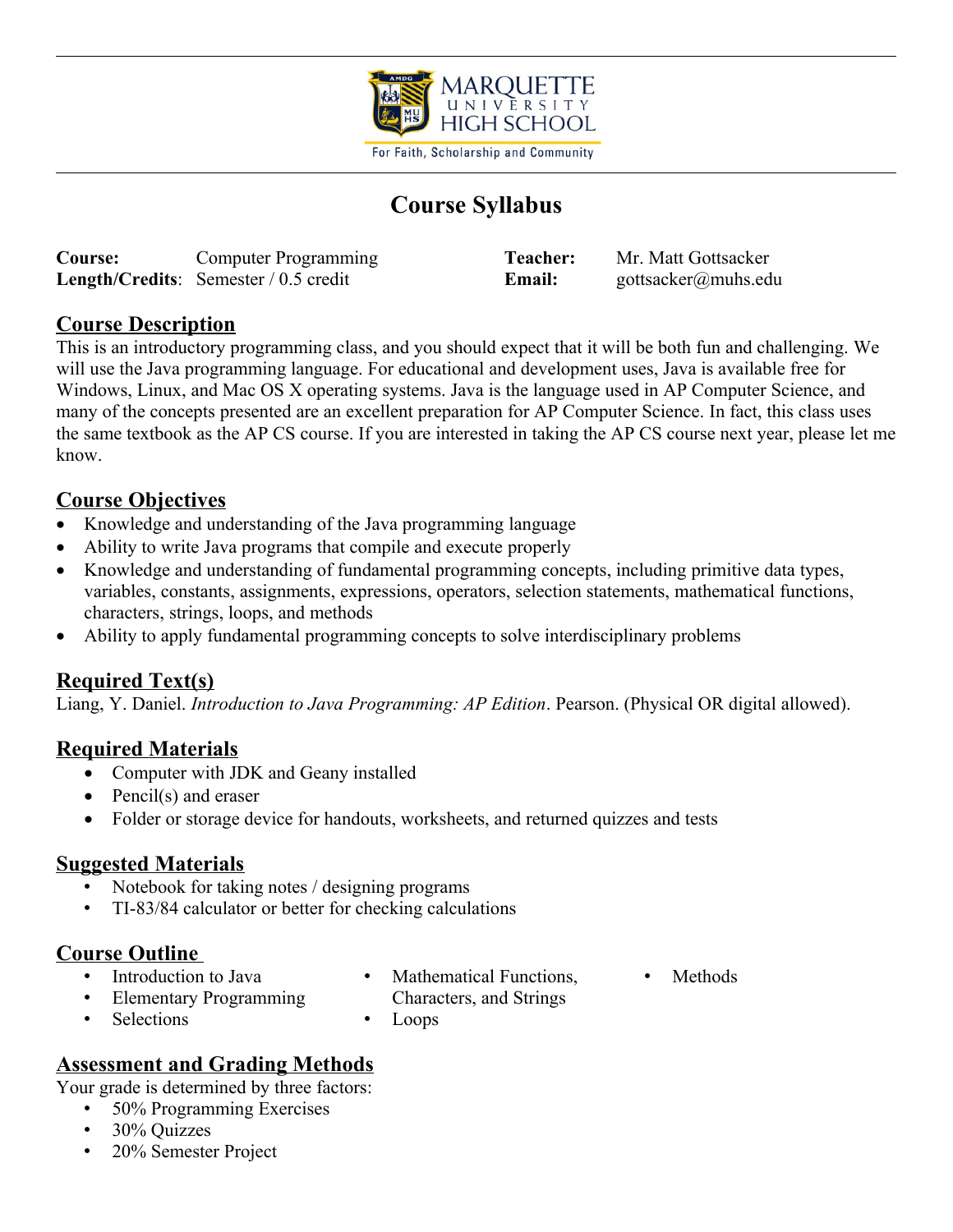MARQUETTE UNIVERSITY HIGH SCHOOL

For Faith, Scholarship and Community

# Course Syllabus

| | | | |
|---|---|---|---|
| **Course:** | Computer Programming | **Teacher:** | Mr. Matt Gottsacker |
| **Length/Credits**: | Semester / 0.5 credit | **Email:** | gottsacker@muhs.edu |

## Course Description

This is an introductory programming class, and you should expect that it will be both fun and challenging. We will use the Java programming language. For educational and development uses, Java is available free for Windows, Linux, and Mac OS X operating systems. Java is the language used in AP Computer Science, and many of the concepts presented are an excellent preparation for AP Computer Science. In fact, this class uses the same textbook as the AP CS course. If you are interested in taking the AP CS course next year, please let me know.

## Course Objectives

- Knowledge and understanding of the Java programming language
- Ability to write Java programs that compile and execute properly
- Knowledge and understanding of fundamental programming concepts, including primitive data types, variables, constants, assignments, expressions, operators, selection statements, mathematical functions, characters, strings, loops, and methods
- Ability to apply fundamental programming concepts to solve interdisciplinary problems

## Required Text(s)

Liang, Y. Daniel. *Introduction to Java Programming: AP Edition*. Pearson. (Physical OR digital allowed).

## Required Materials

- Computer with JDK and Geany installed
- Pencil(s) and eraser
- Folder or storage device for handouts, worksheets, and returned quizzes and tests

## Suggested Materials

- Notebook for taking notes / designing programs
- TI-83/84 calculator or better for checking calculations

## Course Outline

- Introduction to Java
- Elementary Programming
- Selections
- Mathematical Functions, Characters, and Strings
- Loops
- Methods

## Assessment and Grading Methods

Your grade is determined by three factors:

- 50% Programming Exercises
- 30% Quizzes
- 20% Semester Project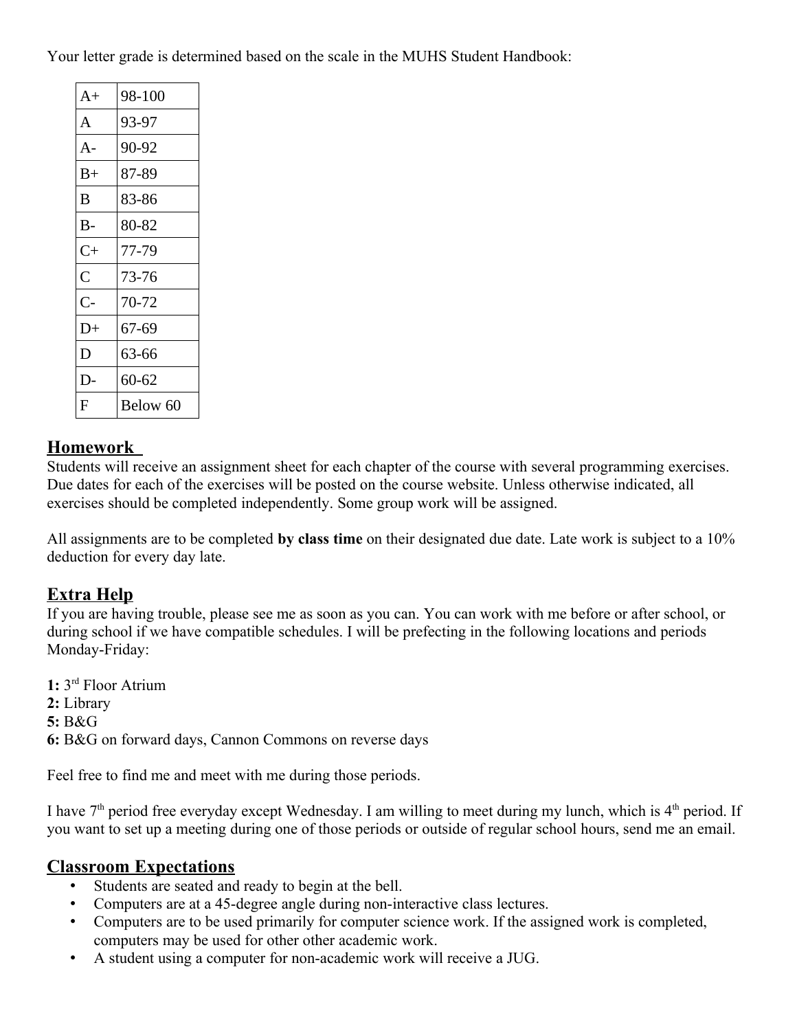Your letter grade is determined based on the scale in the MUHS Student Handbook:

| | |
|---|---|
| A+ | 98-100 |
| A | 93-97 |
| A- | 90-92 |
| B+ | 87-89 |
| B | 83-86 |
| B- | 80-82 |
| C+ | 77-79 |
| C | 73-76 |
| C- | 70-72 |
| D+ | 67-69 |
| D | 63-66 |
| D- | 60-62 |
| F | Below 60 |

## Homework

Students will receive an assignment sheet for each chapter of the course with several programming exercises. Due dates for each of the exercises will be posted on the course website. Unless otherwise indicated, all exercises should be completed independently. Some group work will be assigned.

All assignments are to be completed **by class time** on their designated due date. Late work is subject to a 10% deduction for every day late.

## Extra Help

If you are having trouble, please see me as soon as you can. You can work with me before or after school, or during school if we have compatible schedules. I will be prefecting in the following locations and periods Monday-Friday:

**1:** 3rd Floor Atrium
**2:** Library
**5:** B&G
**6:** B&G on forward days, Cannon Commons on reverse days

Feel free to find me and meet with me during those periods.

I have 7th period free everyday except Wednesday. I am willing to meet during my lunch, which is 4th period. If you want to set up a meeting during one of those periods or outside of regular school hours, send me an email.

## Classroom Expectations

- Students are seated and ready to begin at the bell.
- Computers are at a 45-degree angle during non-interactive class lectures.
- Computers are to be used primarily for computer science work. If the assigned work is completed, computers may be used for other other academic work.
- A student using a computer for non-academic work will receive a JUG.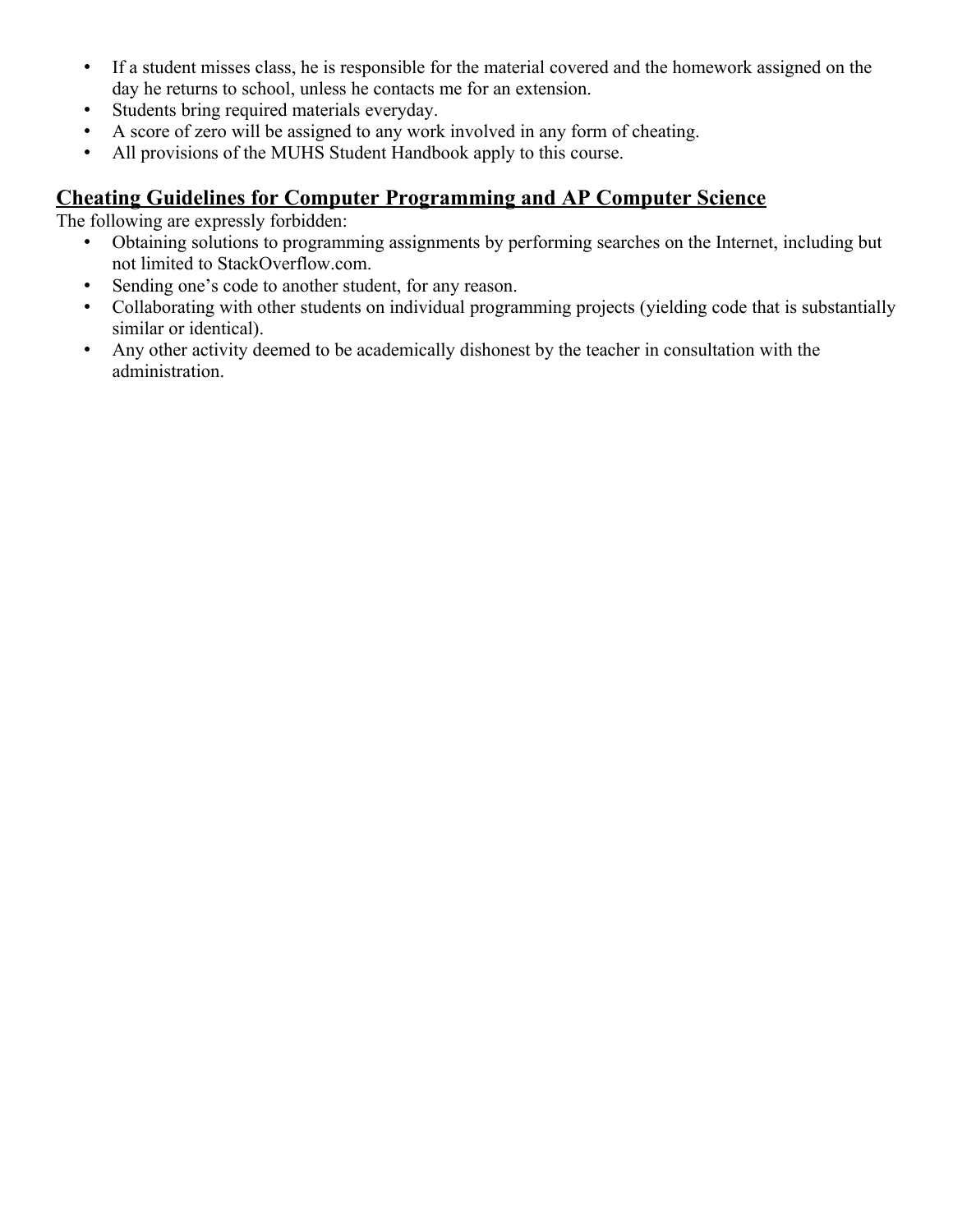- If a student misses class, he is responsible for the material covered and the homework assigned on the day he returns to school, unless he contacts me for an extension.
- Students bring required materials everyday.
- A score of zero will be assigned to any work involved in any form of cheating.
- All provisions of the MUHS Student Handbook apply to this course.

## Cheating Guidelines for Computer Programming and AP Computer Science

The following are expressly forbidden:

- Obtaining solutions to programming assignments by performing searches on the Internet, including but not limited to StackOverflow.com.
- Sending one's code to another student, for any reason.
- Collaborating with other students on individual programming projects (yielding code that is substantially similar or identical).
- Any other activity deemed to be academically dishonest by the teacher in consultation with the administration.